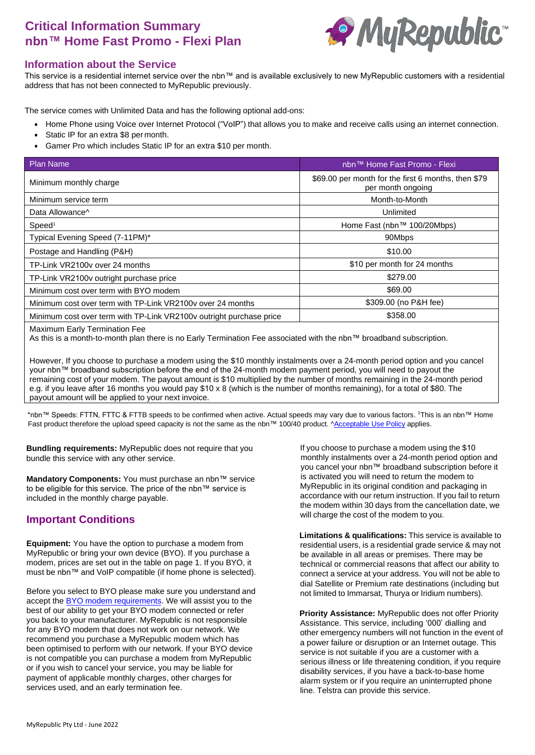# Critical Information Summary
# nbn™ Home Fast Promo - Flexi Plan

MyRepublic™

## Information about the Service

This service is a residential internet service over the nbn™ and is available exclusively to new MyRepublic customers with a residential address that has not been connected to MyRepublic previously.

The service comes with Unlimited Data and has the following optional add-ons:

- Home Phone using Voice over Internet Protocol ("VoIP") that allows you to make and receive calls using an internet connection.
- Static IP for an extra $8 per month.
- Gamer Pro which includes Static IP for an extra $10 per month.

| Plan Name | nbn™ Home Fast Promo - Flexi |
|---|---|
| Minimum monthly charge | $69.00 per month for the first 6 months, then $79 per month ongoing |
| Minimum service term | Month-to-Month |
| Data Allowance^ | Unlimited |
| Speed[1] | Home Fast (nbn™ 100/20Mbps) |
| Typical Evening Speed (7-11PM)* | 90Mbps |
| Postage and Handling (P&H) | $10.00 |
| TP-Link VR2100v over 24 months | $10 per month for 24 months |
| TP-Link VR2100v outright purchase price | $279.00 |
| Minimum cost over term with BYO modem | $69.00 |
| Minimum cost over term with TP-Link VR2100v over 24 months | $309.00 (no P&H fee) |
| Minimum cost over term with TP-Link VR2100v outright purchase price | $358.00 |

Maximum Early Termination Fee
As this is a month-to-month plan there is no Early Termination Fee associated with the nbn™ broadband subscription.

However, If you choose to purchase a modem using the $10 monthly instalments over a 24-month period option and you cancel your nbn™ broadband subscription before the end of the 24-month modem payment period, you will need to payout the remaining cost of your modem. The payout amount is $10 multiplied by the number of months remaining in the 24-month period e.g. if you leave after 16 months you would pay $10 x 8 (which is the number of months remaining), for a total of $80. The payout amount will be applied to your next invoice.

*nbn™ Speeds: FTTN, FTTC & FTTB speeds to be confirmed when active. Actual speeds may vary due to various factors. [1]This is an nbn™ Home Fast product therefore the upload speed capacity is not the same as the nbn™ 100/40 product. ^Acceptable Use Policy applies.

**Bundling requirements:** MyRepublic does not require that you bundle this service with any other service.

**Mandatory Components:** You must purchase an nbn™ service to be eligible for this service. The price of the nbn™ service is included in the monthly charge payable.

## Important Conditions

**Equipment:** You have the option to purchase a modem from MyRepublic or bring your own device (BYO). If you purchase a modem, prices are set out in the table on page 1. If you BYO, it must be nbn™ and VoIP compatible (if home phone is selected).

Before you select to BYO please make sure you understand and accept the BYO modem requirements. We will assist you to the best of our ability to get your BYO modem connected or refer you back to your manufacturer. MyRepublic is not responsible for any BYO modem that does not work on our network. We recommend you purchase a MyRepublic modem which has been optimised to perform with our network. If your BYO device is not compatible you can purchase a modem from MyRepublic or if you wish to cancel your service, you may be liable for payment of applicable monthly charges, other charges for services used, and an early termination fee.

If you choose to purchase a modem using the $10 monthly instalments over a 24-month period option and you cancel your nbn™ broadband subscription before it is activated you will need to return the modem to MyRepublic in its original condition and packaging in accordance with our return instruction. If you fail to return the modem within 30 days from the cancellation date, we will charge the cost of the modem to you.

**Limitations & qualifications:** This service is available to residential users, is a residential grade service & may not be available in all areas or premises. There may be technical or commercial reasons that affect our ability to connect a service at your address. You will not be able to dial Satellite or Premium rate destinations (including but not limited to Immarsat, Thurya or Iridium numbers).

**Priority Assistance:** MyRepublic does not offer Priority Assistance. This service, including '000' dialling and other emergency numbers will not function in the event of a power failure or disruption or an Internet outage. This service is not suitable if you are a customer with a serious illness or life threatening condition, if you require disability services, if you have a back-to-base home alarm system or if you require an uninterrupted phone line. Telstra can provide this service.

MyRepublic Pty Ltd - June 2022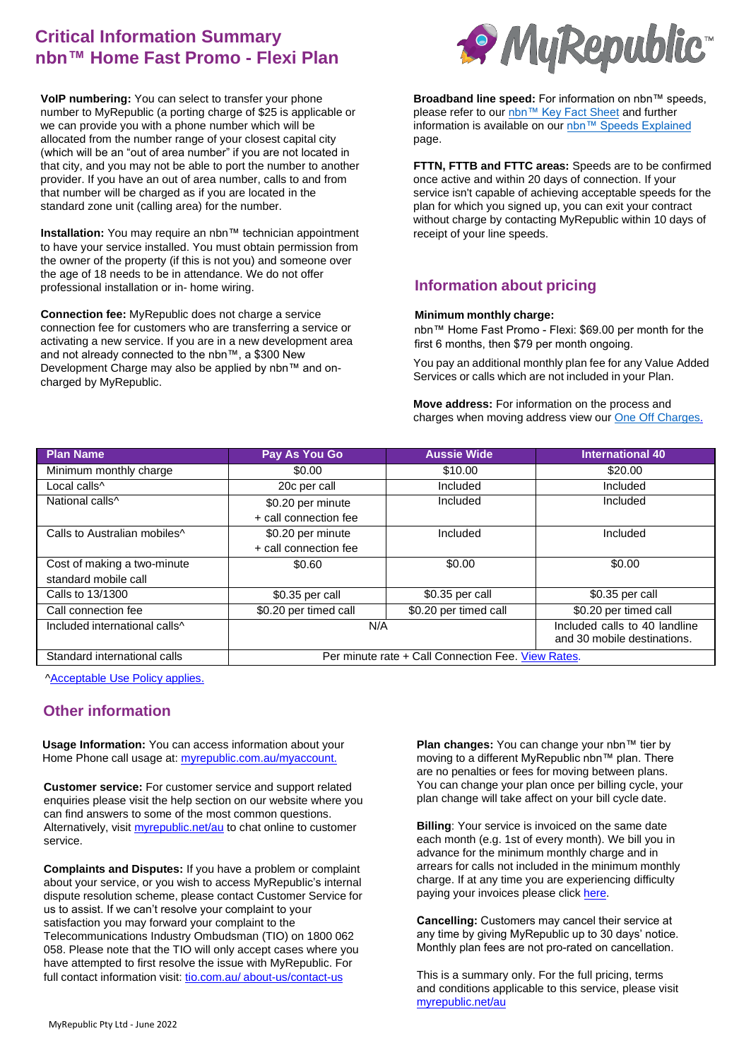# Critical Information Summary
# nbn™ Home Fast Promo - Flexi Plan

**VoIP numbering:** You can select to transfer your phone number to MyRepublic (a porting charge of $25 is applicable or we can provide you with a phone number which will be allocated from the number range of your closest capital city (which will be an "out of area number" if you are not located in that city, and you may not be able to port the number to another provider. If you have an out of area number, calls to and from that number will be charged as if you are located in the standard zone unit (calling area) for the number.

**Installation:** You may require an nbn™ technician appointment to have your service installed. You must obtain permission from the owner of the property (if this is not you) and someone over the age of 18 needs to be in attendance. We do not offer professional installation or in- home wiring.

**Connection fee:** MyRepublic does not charge a service connection fee for customers who are transferring a service or activating a new service. If you are in a new development area and not already connected to the nbn™, a $300 New Development Charge may also be applied by nbn™ and on-charged by MyRepublic.

**Broadband line speed:** For information on nbn™ speeds, please refer to our nbn™ Key Fact Sheet and further information is available on our nbn™ Speeds Explained page.

**FTTN, FTTB and FTTC areas:** Speeds are to be confirmed once active and within 20 days of connection. If your service isn't capable of achieving acceptable speeds for the plan for which you signed up, you can exit your contract without charge by contacting MyRepublic within 10 days of receipt of your line speeds.

## Information about pricing

**Minimum monthly charge:**

nbn™ Home Fast Promo - Flexi: $69.00 per month for the first 6 months, then $79 per month ongoing.

You pay an additional monthly plan fee for any Value Added Services or calls which are not included in your Plan.

**Move address:** For information on the process and charges when moving address view our One Off Charges.

| Plan Name | Pay As You Go | Aussie Wide | International 40 |
|---|---|---|---|
| Minimum monthly charge | $0.00 | $10.00 | $20.00 |
| Local calls^ | 20c per call | Included | Included |
| National calls^ | $0.20 per minute + call connection fee | Included | Included |
| Calls to Australian mobiles^ | $0.20 per minute + call connection fee | Included | Included |
| Cost of making a two-minute standard mobile call | $0.60 | $0.00 | $0.00 |
| Calls to 13/1300 | $0.35 per call | $0.35 per call | $0.35 per call |
| Call connection fee | $0.20 per timed call | $0.20 per timed call | $0.20 per timed call |
| Included international calls^ | N/A | | Included calls to 40 landline and 30 mobile destinations. |
| Standard international calls | Per minute rate + Call Connection Fee. View Rates. | | |

^Acceptable Use Policy applies.

## Other information

**Usage Information:** You can access information about your Home Phone call usage at: myrepublic.com.au/myaccount.

**Customer service:** For customer service and support related enquiries please visit the help section on our website where you can find answers to some of the most common questions. Alternatively, visit myrepublic.net/au to chat online to customer service.

**Complaints and Disputes:** If you have a problem or complaint about your service, or you wish to access MyRepublic's internal dispute resolution scheme, please contact Customer Service for us to assist. If we can't resolve your complaint to your satisfaction you may forward your complaint to the Telecommunications Industry Ombudsman (TIO) on 1800 062 058. Please note that the TIO will only accept cases where you have attempted to first resolve the issue with MyRepublic. For full contact information visit: tio.com.au/ about-us/contact-us

**Plan changes:** You can change your nbn™ tier by moving to a different MyRepublic nbn™ plan. There are no penalties or fees for moving between plans. You can change your plan once per billing cycle, your plan change will take affect on your bill cycle date.

**Billing**: Your service is invoiced on the same date each month (e.g. 1st of every month). We bill you in advance for the minimum monthly charge and in arrears for calls not included in the minimum monthly charge. If at any time you are experiencing difficulty paying your invoices please click here.

**Cancelling:** Customers may cancel their service at any time by giving MyRepublic up to 30 days' notice. Monthly plan fees are not pro-rated on cancellation.

This is a summary only. For the full pricing, terms and conditions applicable to this service, please visit myrepublic.net/au

MyRepublic Pty Ltd - June 2022